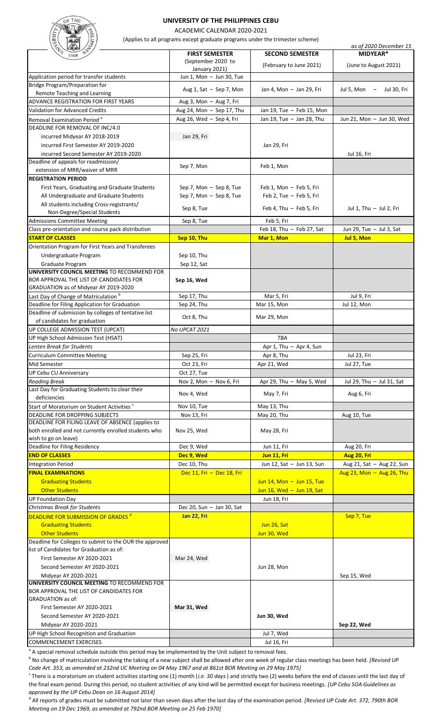# UNIVERSITY OF THE PHILIPPINES CEBU

ACADEMIC CALENDAR 2020-2021

(Applies to all programs except graduate programs under the trimester scheme)

*as of 2020 December 15*

| | FIRST SEMESTER (September 2020 to January 2021) | SECOND SEMESTER (February to June 2021) | MIDYEAR* (June to August 2021) |
|---|---|---|---|
| Application period for transfer students | Jun 1, Mon – Jun 30, Tue | | |
| Bridge Program/Preparation for Remote Teaching and Learning | Aug 1, Sat – Sep 7, Mon | Jan 4, Mon – Jan 29, Fri | Jul 5, Mon – Jul 30, Fri |
| ADVANCE REGISTRATION FOR FIRST YEARS | Aug 3, Mon – Aug 7, Fri | | |
| Validation for Advanced Credits | Aug 24, Mon – Sep 17, Thu | Jan 19, Tue – Feb 15, Mon | |
| Removal Examination Period [a] | Aug 26, Wed – Sep 4, Fri | Jan 19, Tue – Jan 28, Thu | Jun 21, Mon – Jun 30, Wed |
| DEADLINE FOR REMOVAL OF INC/4.0 | | | |
| incurred Midyear AY 2018-2019 | Jan 29, Fri | | |
| incurred First Semester AY 2019-2020 | | Jan 29, Fri | |
| incurred Second Semester AY 2019-2020 | | | Jul 16, Fri |
| Deadline of appeals for readmission/ extension of MRR/waiver of MRR | Sep 7, Mon | Feb 1, Mon | |
| **REGISTRATION PERIOD** | | | |
| First Years, Graduating and Graduate Students | Sep 7, Mon – Sep 8, Tue | Feb 1, Mon – Feb 5, Fri | |
| All Undergraduate and Graduate Students | Sep 7, Mon – Sep 8, Tue | Feb 2, Tue – Feb 5, Fri | |
| All students including Cross-registrants/ Non-Degree/Special Students | Sep 8, Tue | Feb 4, Thu – Feb 5, Fri | Jul 1, Thu – Jul 2, Fri |
| Admissions Committee Meeting | Sep 8, Tue | Feb 5, Fri | |
| Class pre-orientation and course pack distribution | | Feb 18, Thu – Feb 27, Sat | Jun 29, Tue – Jul 3, Sat |
| **START OF CLASSES** | **Sep 10, Thu** | **Mar 1, Mon** | **Jul 5, Mon** |
| Orientation Program for First Years and Transferees | | | |
| Undergraduate Program | Sep 10, Thu | | |
| Graduate Program | Sep 12, Sat | | |
| **UNIVERSITY COUNCIL MEETING** TO RECOMMEND FOR BOR APPROVAL THE LIST OF CANDIDATES FOR GRADUATION as of Midyear AY 2019-2020 | **Sep 16, Wed** | | |
| Last Day of Change of Matriculation [b] | Sep 17, Thu | Mar 5, Fri | Jul 9, Fri |
| Deadline for Filing Application for Graduation | Sep 24, Thu | Mar 15, Mon | Jul 12, Mon |
| Deadline of submission by colleges of tentative list of candidates for graduation | Oct 8, Thu | Mar 29, Mon | |
| UP COLLEGE ADMISSION TEST (UPCAT) | *No UPCAT 2021* | | |
| UP High School Admission Test (HSAT) | | *TBA* | |
| *Lenten Break for Students* | | Apr 1, Thu – Apr 4, Sun | |
| Curriculum Committee Meeting | Sep 25, Fri | Apr 8, Thu | Jul 23, Fri |
| Mid Semester | Oct 23, Fri | Apr 21, Wed | Jul 27, Tue |
| UP Cebu CU Anniversary | Oct 27, Tue | | |
| *Reading Break* | Nov 2, Mon – Nov 6, Fri | Apr 29, Thu – May 5, Wed | Jul 29, Thu – Jul 31, Sat |
| Last Day for Graduating Students to clear their deficiencies | Nov 4, Wed | May 7, Fri | Aug 6, Fri |
| Start of Moratorium on Student Activities [c] | Nov 10, Tue | May 13, Thu | |
| DEADLINE FOR DROPPING SUBJECTS | Nov 13, Fri | May 20, Thu | Aug 10, Tue |
| DEADLINE FOR FILING LEAVE OF ABSENCE (applies to both enrolled and not currently enrolled students who wish to go on leave) | Nov 25, Wed | May 28, Fri | |
| Deadline for Filing Residency | Dec 9, Wed | Jun 11, Fri | Aug 20, Fri |
| **END OF CLASSES** | **Dec 9, Wed** | **Jun 11, Fri** | **Aug 20, Fri** |
| Integration Period | Dec 10, Thu | Jun 12, Sat – Jun 13, Sun | Aug 21, Sat – Aug 22, Sun |
| **FINAL EXAMINATIONS** | Dec 11, Fri – Dec 18, Fri | | Aug 23, Mon – Aug 26, Thu |
| Graduating Students | | Jun 14, Mon – Jun 15, Tue | |
| Other Students | | Jun 16, Wed – Jun 19, Sat | |
| UP Foundation Day | | Jun 18, Fri | |
| *Christmas Break for Students* | Dec 20, Sun – Jan 30, Sat | | |
| DEADLINE FOR SUBMISSION OF GRADES [d] | **Jan 22, Fri** | | Sep 7, Tue |
| Graduating Students | | Jun 26, Sat | |
| Other Students | | Jun 30, Wed | |
| Deadline for Colleges to submit to the OUR the approved list of Candidates for Graduation as of: | | | |
| First Semester AY 2020-2021 | Mar 24, Wed | | |
| Second Semester AY 2020-2021 | | Jun 28, Mon | |
| Midyear AY 2020-2021 | | | Sep 15, Wed |
| **UNIVERSITY COUNCIL MEETING** TO RECOMMEND FOR BOR APPROVAL THE LIST OF CANDIDATES FOR GRADUATION as of: | | | |
| First Semester AY 2020-2021 | **Mar 31, Wed** | | |
| Second Semester AY 2020-2021 | | **Jun 30, Wed** | |
| Midyear AY 2020-2021 | | | **Sep 22, Wed** |
| UP High School Recognition and Graduation | | Jul 7, Wed | |
| COMMENCEMENT EXERCISES | | Jul 16, Fri | |

[a] A special removal schedule outside this period may be implemented by the Unit subject to removal fees.

[b] No change of matriculation involving the taking of a new subject shall be allowed after one week of regular class meetings has been held. *[Revised UP Code Art. 353, as amended at 232nd UC Meeting on 04 May 1967 and at 861st BOR Meeting on 29 May 1975]*

[c] There is a moratorium on student activities starting one (1) month (*i.e. 30 days*) and strictly two (2) weeks before the end of classes until the last day of the final exam period. During this period, no student activities of any kind will be permitted except for business meetings. *[UP Cebu SOA Guidelines as approved by the UP Cebu Dean on 16 August 2014]*

[d] All reports of grades must be submitted not later than seven days after the last day of the examination period. *[Revised UP Code Art. 372, 790th BOR Meeting on 19 Dec 1969, as amended at 792nd BOR Meeting on 25 Feb 1970]*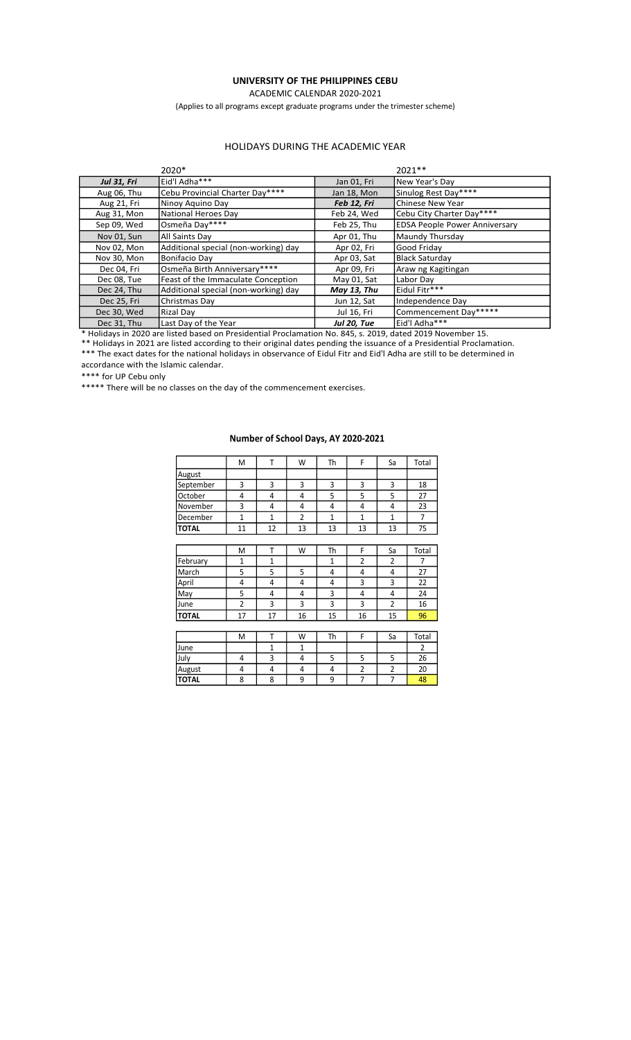**UNIVERSITY OF THE PHILIPPINES CEBU**

ACADEMIC CALENDAR 2020-2021

(Applies to all programs except graduate programs under the trimester scheme)

HOLIDAYS DURING THE ACADEMIC YEAR

| 2020* | | 2021** | |
|---|---|---|---|
| ***Jul 31, Fri*** | Eid'l Adha*** | Jan 01, Fri | New Year's Day |
| Aug 06, Thu | Cebu Provincial Charter Day**** | Jan 18, Mon | Sinulog Rest Day**** |
| Aug 21, Fri | Ninoy Aquino Day | ***Feb 12, Fri*** | Chinese New Year |
| Aug 31, Mon | National Heroes Day | Feb 24, Wed | Cebu City Charter Day**** |
| Sep 09, Wed | Osmeña Day**** | Feb 25, Thu | EDSA People Power Anniversary |
| Nov 01, Sun | All Saints Day | Apr 01, Thu | Maundy Thursday |
| Nov 02, Mon | Additional special (non-working) day | Apr 02, Fri | Good Friday |
| Nov 30, Mon | Bonifacio Day | Apr 03, Sat | Black Saturday |
| Dec 04, Fri | Osmeña Birth Anniversary**** | Apr 09, Fri | Araw ng Kagitingan |
| Dec 08, Tue | Feast of the Immaculate Conception | May 01, Sat | Labor Day |
| Dec 24, Thu | Additional special (non-working) day | ***May 13, Thu*** | Eidul Fitr*** |
| Dec 25, Fri | Christmas Day | Jun 12, Sat | Independence Day |
| Dec 30, Wed | Rizal Day | Jul 16, Fri | Commencement Day***** |
| Dec 31, Thu | Last Day of the Year | ***Jul 20, Tue*** | Eid'l Adha*** |

* Holidays in 2020 are listed based on Presidential Proclamation No. 845, s. 2019, dated 2019 November 15.

** Holidays in 2021 are listed according to their original dates pending the issuance of a Presidential Proclamation.

*** The exact dates for the national holidays in observance of Eidul Fitr and Eid'l Adha are still to be determined in accordance with the Islamic calendar.

**** for UP Cebu only

***** There will be no classes on the day of the commencement exercises.

**Number of School Days, AY 2020-2021**

| | M | T | W | Th | F | Sa | Total |
|---|---|---|---|---|---|---|---|
| August | | | | | | | |
| September | 3 | 3 | 3 | 3 | 3 | 3 | 18 |
| October | 4 | 4 | 4 | 5 | 5 | 5 | 27 |
| November | 3 | 4 | 4 | 4 | 4 | 4 | 23 |
| December | 1 | 1 | 2 | 1 | 1 | 1 | 7 |
| **TOTAL** | 11 | 12 | 13 | 13 | 13 | 13 | 75 |

| | M | T | W | Th | F | Sa | Total |
|---|---|---|---|---|---|---|---|
| February | 1 | 1 | | 1 | 2 | 2 | 7 |
| March | 5 | 5 | 5 | 4 | 4 | 4 | 27 |
| April | 4 | 4 | 4 | 4 | 3 | 3 | 22 |
| May | 5 | 4 | 4 | 3 | 4 | 4 | 24 |
| June | 2 | 3 | 3 | 3 | 3 | 2 | 16 |
| **TOTAL** | 17 | 17 | 16 | 15 | 16 | 15 | 96 |

| | M | T | W | Th | F | Sa | Total |
|---|---|---|---|---|---|---|---|
| June | | 1 | 1 | | | | 2 |
| July | 4 | 3 | 4 | 5 | 5 | 5 | 26 |
| August | 4 | 4 | 4 | 4 | 2 | 2 | 20 |
| **TOTAL** | 8 | 8 | 9 | 9 | 7 | 7 | 48 |